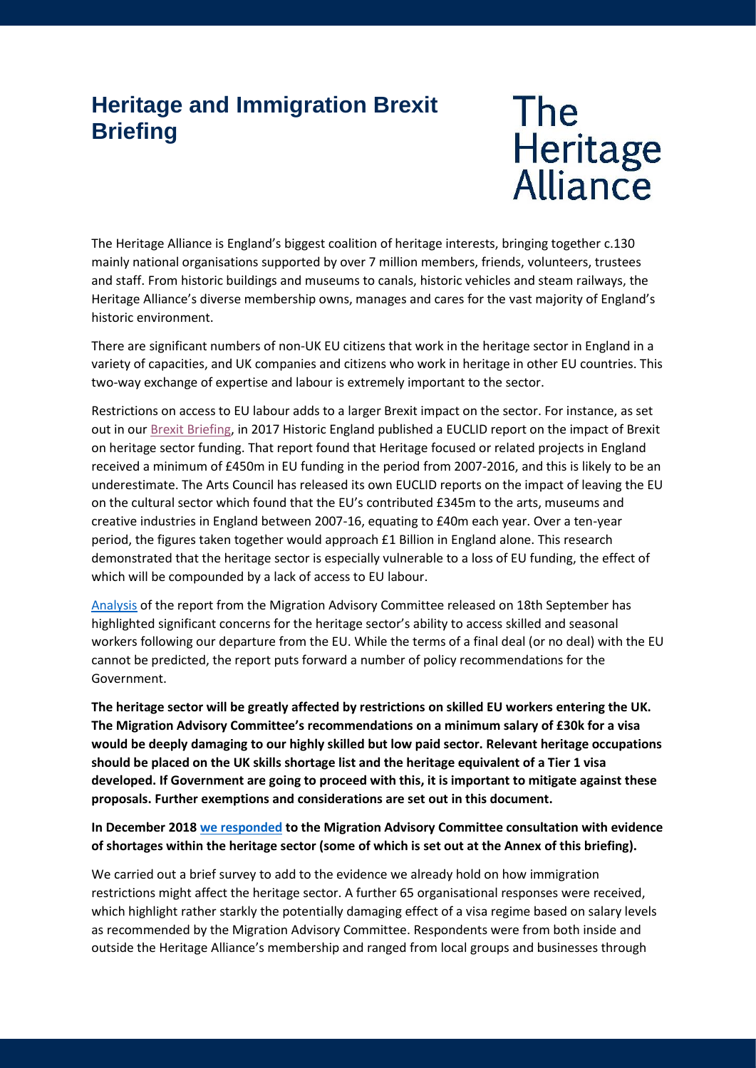# Heritage and Immigration Brexit Briefing

The Heritage Alliance

The Heritage Alliance is England's biggest coalition of heritage interests, bringing together c.130 mainly national organisations supported by over 7 million members, friends, volunteers, trustees and staff. From historic buildings and museums to canals, historic vehicles and steam railways, the Heritage Alliance's diverse membership owns, manages and cares for the vast majority of England's historic environment.

There are significant numbers of non-UK EU citizens that work in the heritage sector in England in a variety of capacities, and UK companies and citizens who work in heritage in other EU countries. This two-way exchange of expertise and labour is extremely important to the sector.

Restrictions on access to EU labour adds to a larger Brexit impact on the sector. For instance, as set out in our Brexit Briefing, in 2017 Historic England published a EUCLID report on the impact of Brexit on heritage sector funding. That report found that Heritage focused or related projects in England received a minimum of £450m in EU funding in the period from 2007-2016, and this is likely to be an underestimate. The Arts Council has released its own EUCLID reports on the impact of leaving the EU on the cultural sector which found that the EU's contributed £345m to the arts, museums and creative industries in England between 2007-16, equating to £40m each year. Over a ten-year period, the figures taken together would approach £1 Billion in England alone. This research demonstrated that the heritage sector is especially vulnerable to a loss of EU funding, the effect of which will be compounded by a lack of access to EU labour.

Analysis of the report from the Migration Advisory Committee released on 18th September has highlighted significant concerns for the heritage sector's ability to access skilled and seasonal workers following our departure from the EU. While the terms of a final deal (or no deal) with the EU cannot be predicted, the report puts forward a number of policy recommendations for the Government.

**The heritage sector will be greatly affected by restrictions on skilled EU workers entering the UK. The Migration Advisory Committee's recommendations on a minimum salary of £30k for a visa would be deeply damaging to our highly skilled but low paid sector. Relevant heritage occupations should be placed on the UK skills shortage list and the heritage equivalent of a Tier 1 visa developed. If Government are going to proceed with this, it is important to mitigate against these proposals. Further exemptions and considerations are set out in this document.**

**In December 2018 we responded to the Migration Advisory Committee consultation with evidence of shortages within the heritage sector (some of which is set out at the Annex of this briefing).**

We carried out a brief survey to add to the evidence we already hold on how immigration restrictions might affect the heritage sector. A further 65 organisational responses were received, which highlight rather starkly the potentially damaging effect of a visa regime based on salary levels as recommended by the Migration Advisory Committee. Respondents were from both inside and outside the Heritage Alliance's membership and ranged from local groups and businesses through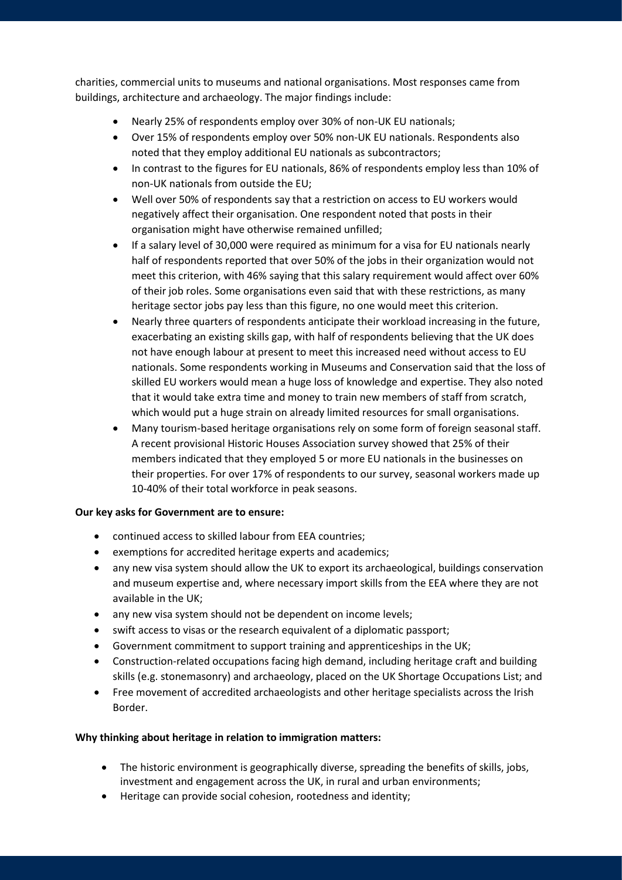charities, commercial units to museums and national organisations. Most responses came from buildings, architecture and archaeology. The major findings include:

- Nearly 25% of respondents employ over 30% of non-UK EU nationals;
- Over 15% of respondents employ over 50% non-UK EU nationals. Respondents also noted that they employ additional EU nationals as subcontractors;
- In contrast to the figures for EU nationals, 86% of respondents employ less than 10% of non-UK nationals from outside the EU;
- Well over 50% of respondents say that a restriction on access to EU workers would negatively affect their organisation. One respondent noted that posts in their organisation might have otherwise remained unfilled;
- If a salary level of 30,000 were required as minimum for a visa for EU nationals nearly half of respondents reported that over 50% of the jobs in their organization would not meet this criterion, with 46% saying that this salary requirement would affect over 60% of their job roles. Some organisations even said that with these restrictions, as many heritage sector jobs pay less than this figure, no one would meet this criterion.
- Nearly three quarters of respondents anticipate their workload increasing in the future, exacerbating an existing skills gap, with half of respondents believing that the UK does not have enough labour at present to meet this increased need without access to EU nationals. Some respondents working in Museums and Conservation said that the loss of skilled EU workers would mean a huge loss of knowledge and expertise. They also noted that it would take extra time and money to train new members of staff from scratch, which would put a huge strain on already limited resources for small organisations.
- Many tourism-based heritage organisations rely on some form of foreign seasonal staff. A recent provisional Historic Houses Association survey showed that 25% of their members indicated that they employed 5 or more EU nationals in the businesses on their properties. For over 17% of respondents to our survey, seasonal workers made up 10-40% of their total workforce in peak seasons.

**Our key asks for Government are to ensure:**

- continued access to skilled labour from EEA countries;
- exemptions for accredited heritage experts and academics;
- any new visa system should allow the UK to export its archaeological, buildings conservation and museum expertise and, where necessary import skills from the EEA where they are not available in the UK;
- any new visa system should not be dependent on income levels;
- swift access to visas or the research equivalent of a diplomatic passport;
- Government commitment to support training and apprenticeships in the UK;
- Construction-related occupations facing high demand, including heritage craft and building skills (e.g. stonemasonry) and archaeology, placed on the UK Shortage Occupations List; and
- Free movement of accredited archaeologists and other heritage specialists across the Irish Border.

**Why thinking about heritage in relation to immigration matters:**

- The historic environment is geographically diverse, spreading the benefits of skills, jobs, investment and engagement across the UK, in rural and urban environments;
- Heritage can provide social cohesion, rootedness and identity;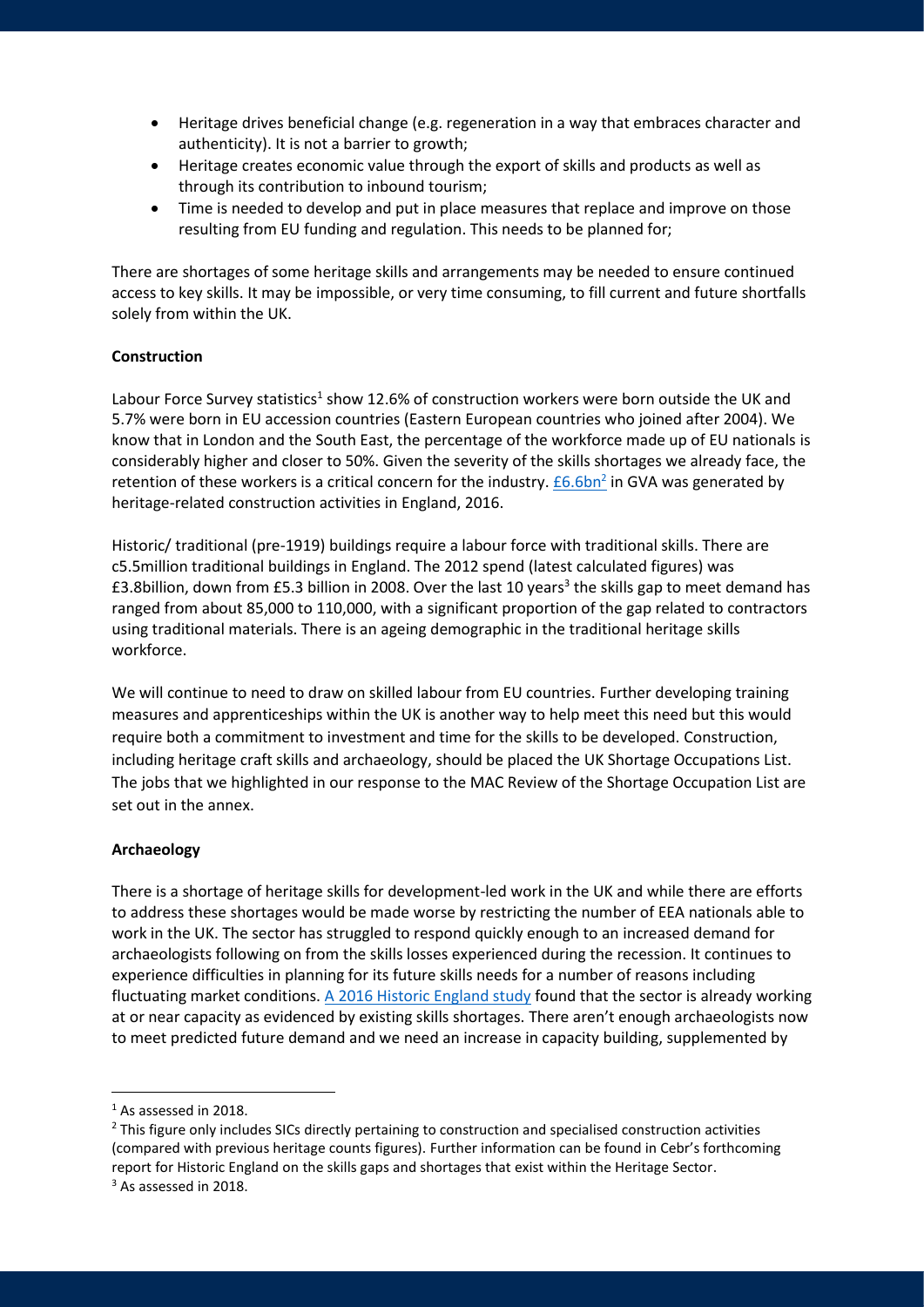- Heritage drives beneficial change (e.g. regeneration in a way that embraces character and authenticity). It is not a barrier to growth;
- Heritage creates economic value through the export of skills and products as well as through its contribution to inbound tourism;
- Time is needed to develop and put in place measures that replace and improve on those resulting from EU funding and regulation. This needs to be planned for;

There are shortages of some heritage skills and arrangements may be needed to ensure continued access to key skills. It may be impossible, or very time consuming, to fill current and future shortfalls solely from within the UK.

**Construction**

Labour Force Survey statistics[1] show 12.6% of construction workers were born outside the UK and 5.7% were born in EU accession countries (Eastern European countries who joined after 2004). We know that in London and the South East, the percentage of the workforce made up of EU nationals is considerably higher and closer to 50%. Given the severity of the skills shortages we already face, the retention of these workers is a critical concern for the industry. £6.6bn[2] in GVA was generated by heritage-related construction activities in England, 2016.

Historic/ traditional (pre-1919) buildings require a labour force with traditional skills. There are c5.5million traditional buildings in England. The 2012 spend (latest calculated figures) was £3.8billion, down from £5.3 billion in 2008. Over the last 10 years[3] the skills gap to meet demand has ranged from about 85,000 to 110,000, with a significant proportion of the gap related to contractors using traditional materials. There is an ageing demographic in the traditional heritage skills workforce.

We will continue to need to draw on skilled labour from EU countries. Further developing training measures and apprenticeships within the UK is another way to help meet this need but this would require both a commitment to investment and time for the skills to be developed. Construction, including heritage craft skills and archaeology, should be placed the UK Shortage Occupations List. The jobs that we highlighted in our response to the MAC Review of the Shortage Occupation List are set out in the annex.

**Archaeology**

There is a shortage of heritage skills for development-led work in the UK and while there are efforts to address these shortages would be made worse by restricting the number of EEA nationals able to work in the UK. The sector has struggled to respond quickly enough to an increased demand for archaeologists following on from the skills losses experienced during the recession. It continues to experience difficulties in planning for its future skills needs for a number of reasons including fluctuating market conditions. A 2016 Historic England study found that the sector is already working at or near capacity as evidenced by existing skills shortages. There aren't enough archaeologists now to meet predicted future demand and we need an increase in capacity building, supplemented by

---

[1] As assessed in 2018.

[2] This figure only includes SICs directly pertaining to construction and specialised construction activities (compared with previous heritage counts figures). Further information can be found in Cebr's forthcoming report for Historic England on the skills gaps and shortages that exist within the Heritage Sector.

[3] As assessed in 2018.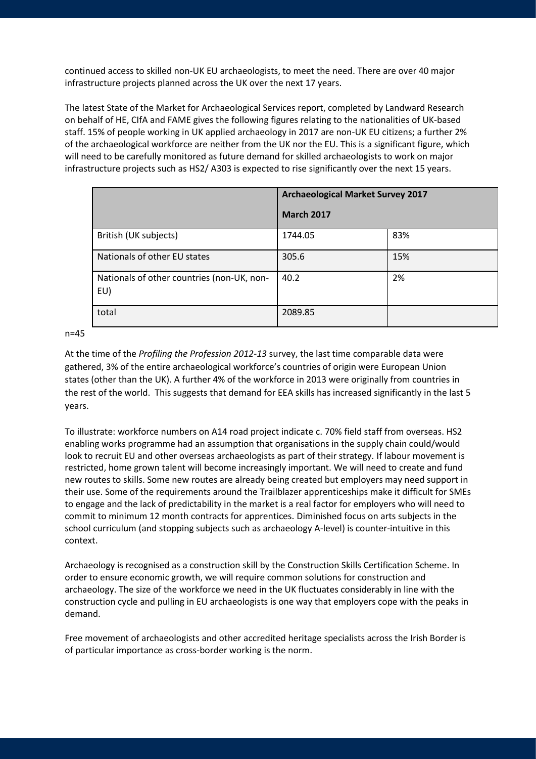continued access to skilled non-UK EU archaeologists, to meet the need. There are over 40 major infrastructure projects planned across the UK over the next 17 years.

The latest State of the Market for Archaeological Services report, completed by Landward Research on behalf of HE, CIfA and FAME gives the following figures relating to the nationalities of UK-based staff. 15% of people working in UK applied archaeology in 2017 are non-UK EU citizens; a further 2% of the archaeological workforce are neither from the UK nor the EU. This is a significant figure, which will need to be carefully monitored as future demand for skilled archaeologists to work on major infrastructure projects such as HS2/ A303 is expected to rise significantly over the next 15 years.

| | **Archaeological Market Survey 2017** **March 2017** | |
|---|---|---|
| British (UK subjects) | 1744.05 | 83% |
| Nationals of other EU states | 305.6 | 15% |
| Nationals of other countries (non-UK, non-EU) | 40.2 | 2% |
| total | 2089.85 | |

n=45

At the time of the *Profiling the Profession 2012-13* survey, the last time comparable data were gathered, 3% of the entire archaeological workforce's countries of origin were European Union states (other than the UK). A further 4% of the workforce in 2013 were originally from countries in the rest of the world. This suggests that demand for EEA skills has increased significantly in the last 5 years.

To illustrate: workforce numbers on A14 road project indicate c. 70% field staff from overseas. HS2 enabling works programme had an assumption that organisations in the supply chain could/would look to recruit EU and other overseas archaeologists as part of their strategy. If labour movement is restricted, home grown talent will become increasingly important. We will need to create and fund new routes to skills. Some new routes are already being created but employers may need support in their use. Some of the requirements around the Trailblazer apprenticeships make it difficult for SMEs to engage and the lack of predictability in the market is a real factor for employers who will need to commit to minimum 12 month contracts for apprentices. Diminished focus on arts subjects in the school curriculum (and stopping subjects such as archaeology A-level) is counter-intuitive in this context.

Archaeology is recognised as a construction skill by the Construction Skills Certification Scheme. In order to ensure economic growth, we will require common solutions for construction and archaeology. The size of the workforce we need in the UK fluctuates considerably in line with the construction cycle and pulling in EU archaeologists is one way that employers cope with the peaks in demand.

Free movement of archaeologists and other accredited heritage specialists across the Irish Border is of particular importance as cross-border working is the norm.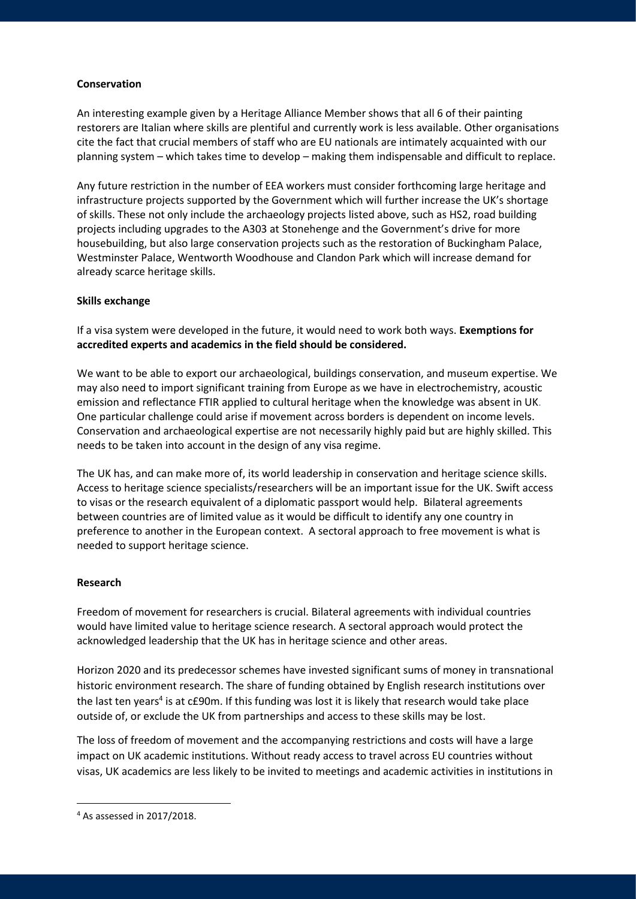**Conservation**

An interesting example given by a Heritage Alliance Member shows that all 6 of their painting restorers are Italian where skills are plentiful and currently work is less available. Other organisations cite the fact that crucial members of staff who are EU nationals are intimately acquainted with our planning system – which takes time to develop – making them indispensable and difficult to replace.

Any future restriction in the number of EEA workers must consider forthcoming large heritage and infrastructure projects supported by the Government which will further increase the UK's shortage of skills. These not only include the archaeology projects listed above, such as HS2, road building projects including upgrades to the A303 at Stonehenge and the Government's drive for more housebuilding, but also large conservation projects such as the restoration of Buckingham Palace, Westminster Palace, Wentworth Woodhouse and Clandon Park which will increase demand for already scarce heritage skills.

**Skills exchange**

If a visa system were developed in the future, it would need to work both ways. **Exemptions for accredited experts and academics in the field should be considered.**

We want to be able to export our archaeological, buildings conservation, and museum expertise. We may also need to import significant training from Europe as we have in electrochemistry, acoustic emission and reflectance FTIR applied to cultural heritage when the knowledge was absent in UK. One particular challenge could arise if movement across borders is dependent on income levels. Conservation and archaeological expertise are not necessarily highly paid but are highly skilled. This needs to be taken into account in the design of any visa regime.

The UK has, and can make more of, its world leadership in conservation and heritage science skills. Access to heritage science specialists/researchers will be an important issue for the UK. Swift access to visas or the research equivalent of a diplomatic passport would help. Bilateral agreements between countries are of limited value as it would be difficult to identify any one country in preference to another in the European context. A sectoral approach to free movement is what is needed to support heritage science.

**Research**

Freedom of movement for researchers is crucial. Bilateral agreements with individual countries would have limited value to heritage science research. A sectoral approach would protect the acknowledged leadership that the UK has in heritage science and other areas.

Horizon 2020 and its predecessor schemes have invested significant sums of money in transnational historic environment research. The share of funding obtained by English research institutions over the last ten years[4] is at c£90m. If this funding was lost it is likely that research would take place outside of, or exclude the UK from partnerships and access to these skills may be lost.

The loss of freedom of movement and the accompanying restrictions and costs will have a large impact on UK academic institutions. Without ready access to travel across EU countries without visas, UK academics are less likely to be invited to meetings and academic activities in institutions in

[4] As assessed in 2017/2018.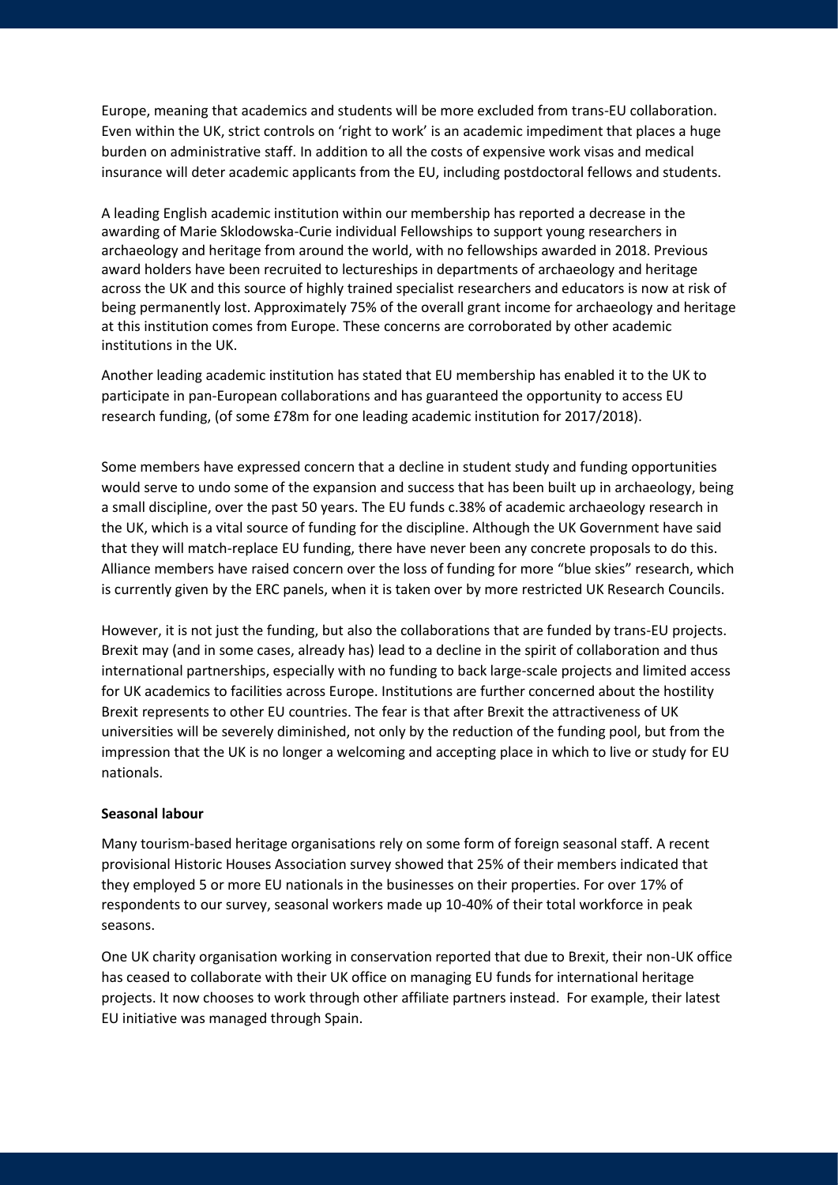Europe, meaning that academics and students will be more excluded from trans-EU collaboration. Even within the UK, strict controls on 'right to work' is an academic impediment that places a huge burden on administrative staff. In addition to all the costs of expensive work visas and medical insurance will deter academic applicants from the EU, including postdoctoral fellows and students.

A leading English academic institution within our membership has reported a decrease in the awarding of Marie Sklodowska-Curie individual Fellowships to support young researchers in archaeology and heritage from around the world, with no fellowships awarded in 2018. Previous award holders have been recruited to lectureships in departments of archaeology and heritage across the UK and this source of highly trained specialist researchers and educators is now at risk of being permanently lost. Approximately 75% of the overall grant income for archaeology and heritage at this institution comes from Europe. These concerns are corroborated by other academic institutions in the UK.

Another leading academic institution has stated that EU membership has enabled it to the UK to participate in pan-European collaborations and has guaranteed the opportunity to access EU research funding, (of some £78m for one leading academic institution for 2017/2018).

Some members have expressed concern that a decline in student study and funding opportunities would serve to undo some of the expansion and success that has been built up in archaeology, being a small discipline, over the past 50 years. The EU funds c.38% of academic archaeology research in the UK, which is a vital source of funding for the discipline. Although the UK Government have said that they will match-replace EU funding, there have never been any concrete proposals to do this. Alliance members have raised concern over the loss of funding for more "blue skies" research, which is currently given by the ERC panels, when it is taken over by more restricted UK Research Councils.

However, it is not just the funding, but also the collaborations that are funded by trans-EU projects. Brexit may (and in some cases, already has) lead to a decline in the spirit of collaboration and thus international partnerships, especially with no funding to back large-scale projects and limited access for UK academics to facilities across Europe. Institutions are further concerned about the hostility Brexit represents to other EU countries. The fear is that after Brexit the attractiveness of UK universities will be severely diminished, not only by the reduction of the funding pool, but from the impression that the UK is no longer a welcoming and accepting place in which to live or study for EU nationals.

**Seasonal labour**

Many tourism-based heritage organisations rely on some form of foreign seasonal staff. A recent provisional Historic Houses Association survey showed that 25% of their members indicated that they employed 5 or more EU nationals in the businesses on their properties. For over 17% of respondents to our survey, seasonal workers made up 10-40% of their total workforce in peak seasons.

One UK charity organisation working in conservation reported that due to Brexit, their non-UK office has ceased to collaborate with their UK office on managing EU funds for international heritage projects. It now chooses to work through other affiliate partners instead. For example, their latest EU initiative was managed through Spain.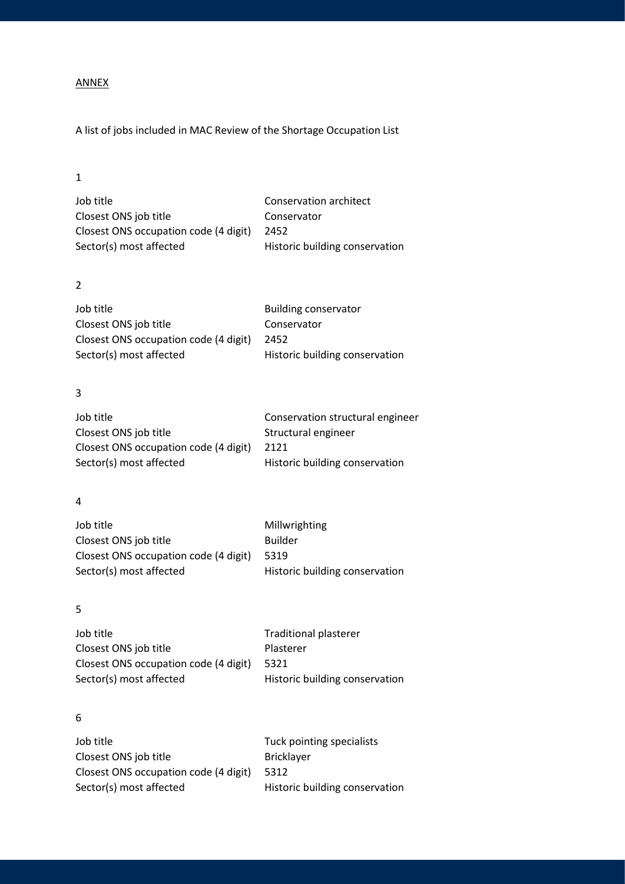ANNEX

A list of jobs included in MAC Review of the Shortage Occupation List

1

| | |
|---|---|
| Job title | Conservation architect |
| Closest ONS job title | Conservator |
| Closest ONS occupation code (4 digit) | 2452 |
| Sector(s) most affected | Historic building conservation |

2

| | |
|---|---|
| Job title | Building conservator |
| Closest ONS job title | Conservator |
| Closest ONS occupation code (4 digit) | 2452 |
| Sector(s) most affected | Historic building conservation |

3

| | |
|---|---|
| Job title | Conservation structural engineer |
| Closest ONS job title | Structural engineer |
| Closest ONS occupation code (4 digit) | 2121 |
| Sector(s) most affected | Historic building conservation |

4

| | |
|---|---|
| Job title | Millwrighting |
| Closest ONS job title | Builder |
| Closest ONS occupation code (4 digit) | 5319 |
| Sector(s) most affected | Historic building conservation |

5

| | |
|---|---|
| Job title | Traditional plasterer |
| Closest ONS job title | Plasterer |
| Closest ONS occupation code (4 digit) | 5321 |
| Sector(s) most affected | Historic building conservation |

6

| | |
|---|---|
| Job title | Tuck pointing specialists |
| Closest ONS job title | Bricklayer |
| Closest ONS occupation code (4 digit) | 5312 |
| Sector(s) most affected | Historic building conservation |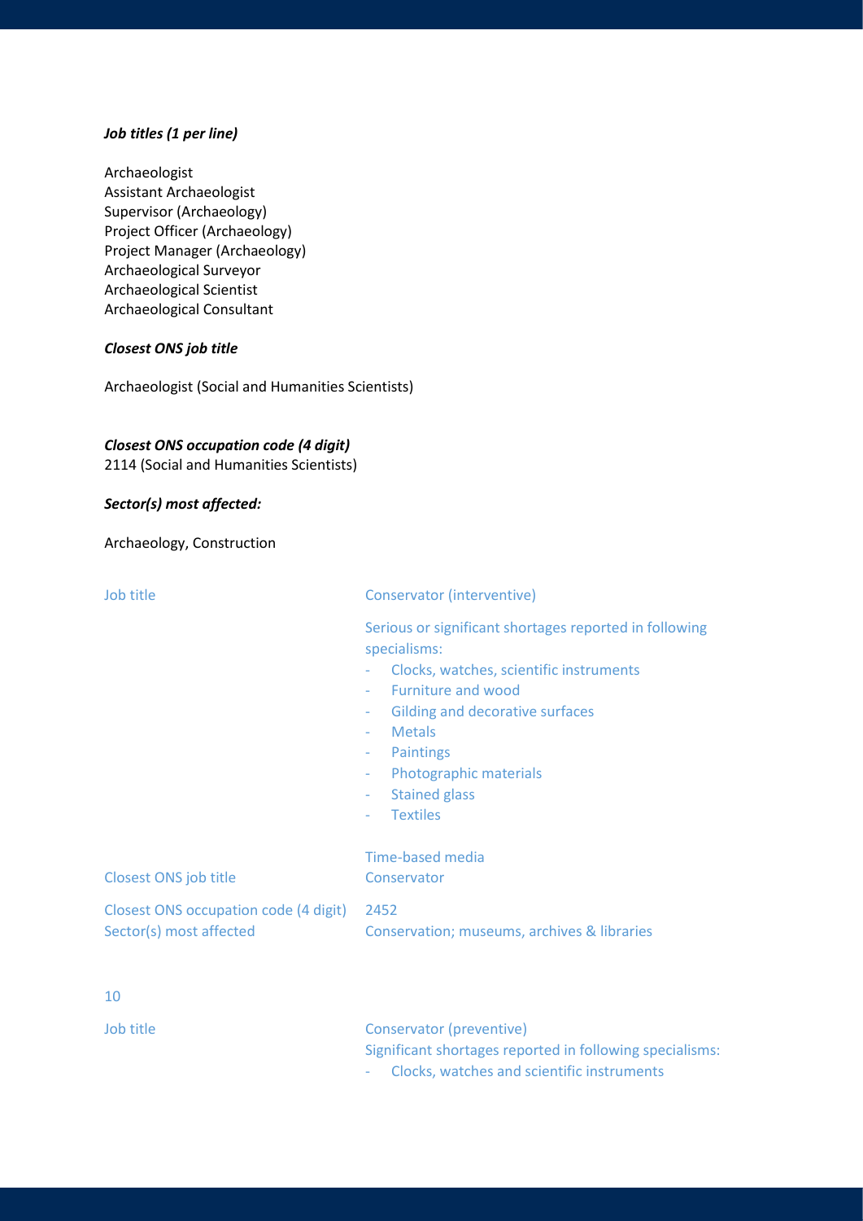***Job titles (1 per line)***

Archaeologist
Assistant Archaeologist
Supervisor (Archaeology)
Project Officer (Archaeology)
Project Manager (Archaeology)
Archaeological Surveyor
Archaeological Scientist
Archaeological Consultant

***Closest ONS job title***

Archaeologist (Social and Humanities Scientists)

***Closest ONS occupation code (4 digit)***

2114 (Social and Humanities Scientists)

***Sector(s) most affected:***

Archaeology, Construction

| | |
|---|---|
| Job title | Conservator (interventive)<br><br>Serious or significant shortages reported in following specialisms:<br>- Clocks, watches, scientific instruments<br>- Furniture and wood<br>- Gilding and decorative surfaces<br>- Metals<br>- Paintings<br>- Photographic materials<br>- Stained glass<br>- Textiles<br><br>Time-based media |
| Closest ONS job title | Conservator |
| Closest ONS occupation code (4 digit) | 2452 |
| Sector(s) most affected | Conservation; museums, archives & libraries |

10

| | |
|---|---|
| Job title | Conservator (preventive)<br>Significant shortages reported in following specialisms:<br>- Clocks, watches and scientific instruments |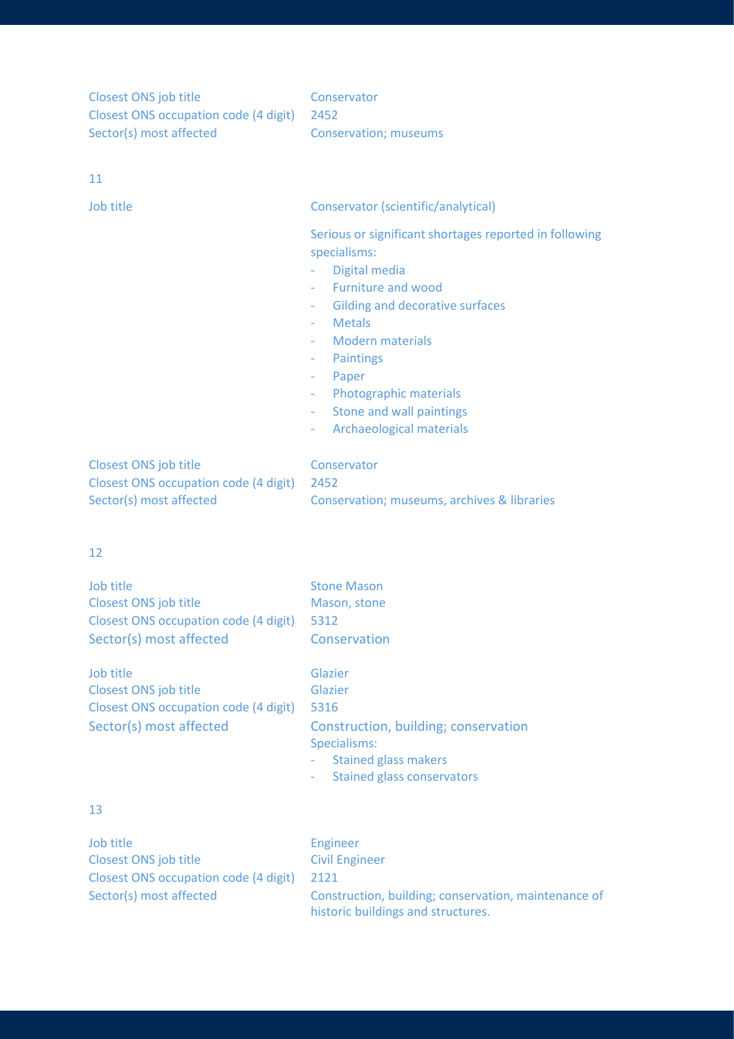| | |
|---|---|
| Closest ONS job title | Conservator |
| Closest ONS occupation code (4 digit) | 2452 |
| Sector(s) most affected | Conservation; museums |

11

| | |
|---|---|
| Job title | Conservator (scientific/analytical) |

Serious or significant shortages reported in following specialisms:

- Digital media
- Furniture and wood
- Gilding and decorative surfaces
- Metals
- Modern materials
- Paintings
- Paper
- Photographic materials
- Stone and wall paintings
- Archaeological materials

| | |
|---|---|
| Closest ONS job title | Conservator |
| Closest ONS occupation code (4 digit) | 2452 |
| Sector(s) most affected | Conservation; museums, archives & libraries |

12

| | |
|---|---|
| Job title | Stone Mason |
| Closest ONS job title | Mason, stone |
| Closest ONS occupation code (4 digit) | 5312 |
| Sector(s) most affected | Conservation |

| | |
|---|---|
| Job title | Glazier |
| Closest ONS job title | Glazier |
| Closest ONS occupation code (4 digit) | 5316 |
| Sector(s) most affected | Construction, building; conservation |

Specialisms:

- Stained glass makers
- Stained glass conservators

13

| | |
|---|---|
| Job title | Engineer |
| Closest ONS job title | Civil Engineer |
| Closest ONS occupation code (4 digit) | 2121 |
| Sector(s) most affected | Construction, building; conservation, maintenance of historic buildings and structures. |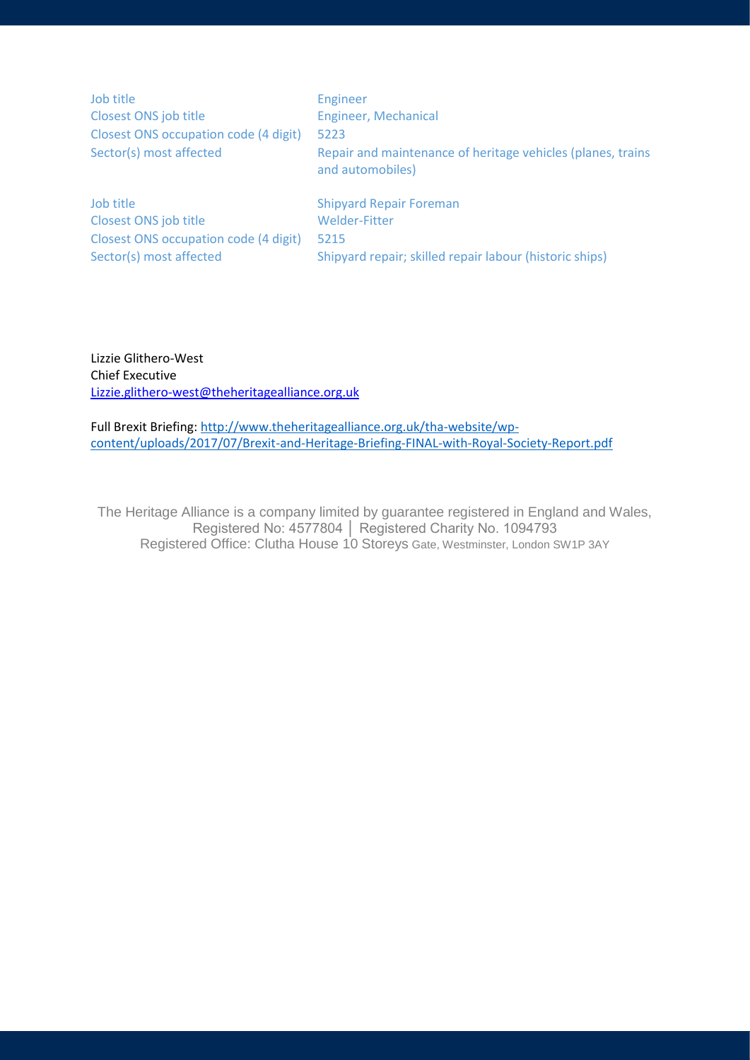| | |
|---|---|
| Job title | Engineer |
| Closest ONS job title | Engineer, Mechanical |
| Closest ONS occupation code (4 digit) | 5223 |
| Sector(s) most affected | Repair and maintenance of heritage vehicles (planes, trains and automobiles) |

| | |
|---|---|
| Job title | Shipyard Repair Foreman |
| Closest ONS job title | Welder-Fitter |
| Closest ONS occupation code (4 digit) | 5215 |
| Sector(s) most affected | Shipyard repair; skilled repair labour (historic ships) |

Lizzie Glithero-West
Chief Executive
[Lizzie.glithero-west@theheritagealliance.org.uk](mailto:Lizzie.glithero-west@theheritagealliance.org.uk)

Full Brexit Briefing: [http://www.theheritagealliance.org.uk/tha-website/wp-content/uploads/2017/07/Brexit-and-Heritage-Briefing-FINAL-with-Royal-Society-Report.pdf](http://www.theheritagealliance.org.uk/tha-website/wp-content/uploads/2017/07/Brexit-and-Heritage-Briefing-FINAL-with-Royal-Society-Report.pdf)

The Heritage Alliance is a company limited by guarantee registered in England and Wales, Registered No: 4577804 │ Registered Charity No. 1094793
Registered Office: Clutha House 10 Storeys Gate, Westminster, London SW1P 3AY